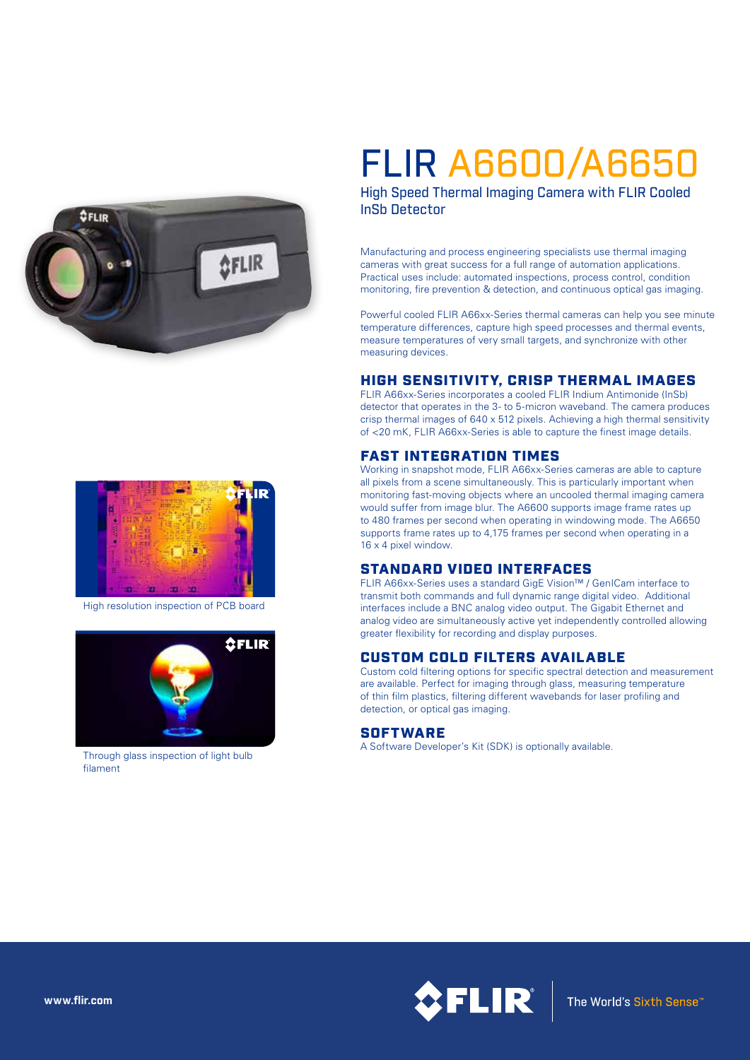# FLIR A6600/A6650

High Speed Thermal Imaging Camera with FLIR Cooled InSb Detector

Manufacturing and process engineering specialists use thermal imaging cameras with great success for a full range of automation applications. Practical uses include: automated inspections, process control, condition monitoring, fire prevention & detection, and continuous optical gas imaging.

Powerful cooled FLIR A66xx-Series thermal cameras can help you see minute temperature differences, capture high speed processes and thermal events, measure temperatures of very small targets, and synchronize with other measuring devices.

## HIGH SENSITIVITY, CRISP THERMAL IMAGES

FLIR A66xx-Series incorporates a cooled FLIR Indium Antimonide (InSb) detector that operates in the 3- to 5-micron waveband. The camera produces crisp thermal images of 640 x 512 pixels. Achieving a high thermal sensitivity of <20 mK, FLIR A66xx-Series is able to capture the finest image details.

## FAST INTEGRATION TIMES

Working in snapshot mode, FLIR A66xx-Series cameras are able to capture all pixels from a scene simultaneously. This is particularly important when monitoring fast-moving objects where an uncooled thermal imaging camera would suffer from image blur. The A6600 supports image frame rates up to 480 frames per second when operating in windowing mode. The A6650 supports frame rates up to 4,175 frames per second when operating in a 16 x 4 pixel window.

## STANDARD VIDEO INTERFACES

FLIR A66xx-Series uses a standard GigE Vision™ / GenICam interface to transmit both commands and full dynamic range digital video. Additional interfaces include a BNC analog video output. The Gigabit Ethernet and analog video are simultaneously active yet independently controlled allowing greater flexibility for recording and display purposes.

## CUSTOM COLD FILTERS AVAILABLE

Custom cold filtering options for specific spectral detection and measurement are available. Perfect for imaging through glass, measuring temperature of thin film plastics, filtering different wavebands for laser profiling and detection, or optical gas imaging.

## SOFTWARE

A Software Developer's Kit (SDK) is optionally available.

High resolution inspection of PCB board

Through glass inspection of light bulb filament

www.flir.com

The World's Sixth Sense™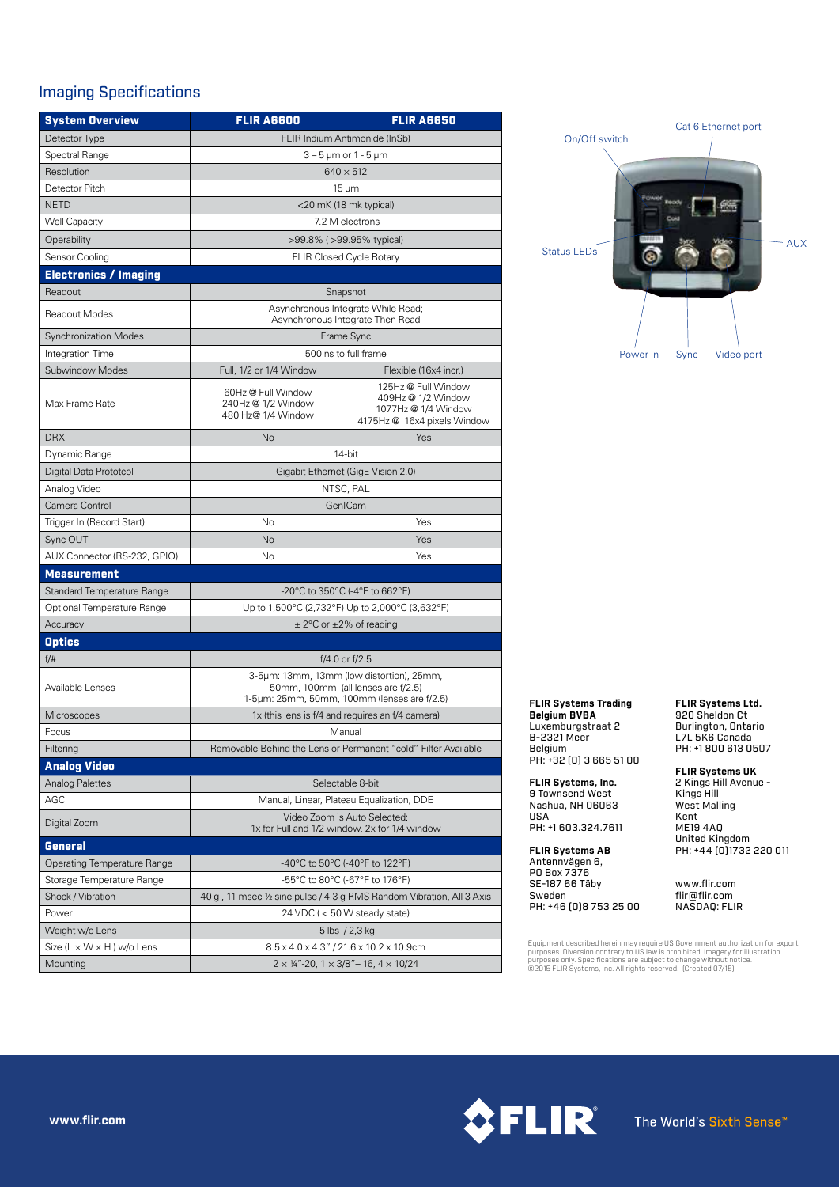## Imaging Specifications

| System Overview | FLIR A6600 | FLIR A6650 |
|---|---|---|
| Detector Type | FLIR Indium Antimonide (InSb) | |
| Spectral Range | 3 – 5 µm or 1 - 5 µm | |
| Resolution | 640 × 512 | |
| Detector Pitch | 15 µm | |
| NETD | <20 mK (18 mk typical) | |
| Well Capacity | 7.2 M electrons | |
| Operability | >99.8% ( >99.95% typical) | |
| Sensor Cooling | FLIR Closed Cycle Rotary | |
| **Electronics / Imaging** | | |
| Readout | Snapshot | |
| Readout Modes | Asynchronous Integrate While Read; Asynchronous Integrate Then Read | |
| Synchronization Modes | Frame Sync | |
| Integration Time | 500 ns to full frame | |
| Subwindow Modes | Full, 1/2 or 1/4 Window | Flexible (16x4 incr.) |
| Max Frame Rate | 60Hz @ Full Window 240Hz @ 1/2 Window 480 Hz@ 1/4 Window | 125Hz @ Full Window 409Hz @ 1/2 Window 1077Hz @ 1/4 Window 4175Hz @ 16x4 pixels Window |
| DRX | No | Yes |
| Dynamic Range | 14-bit | |
| Digital Data Prototcol | Gigabit Ethernet (GigE Vision 2.0) | |
| Analog Video | NTSC, PAL | |
| Camera Control | GenICam | |
| Trigger In (Record Start) | No | Yes |
| Sync OUT | No | Yes |
| AUX Connector (RS-232, GPIO) | No | Yes |
| **Measurement** | | |
| Standard Temperature Range | -20°C to 350°C (-4°F to 662°F) | |
| Optional Temperature Range | Up to 1,500°C (2,732°F) Up to 2,000°C (3,632°F) | |
| Accuracy | ± 2°C or ±2% of reading | |
| **Optics** | | |
| f/# | f/4.0 or f/2.5 | |
| Available Lenses | 3-5µm: 13mm, 13mm (low distortion), 25mm, 50mm, 100mm (all lenses are f/2.5) 1-5µm: 25mm, 50mm, 100mm (lenses are f/2.5) | |
| Microscopes | 1x (this lens is f/4 and requires an f/4 camera) | |
| Focus | Manual | |
| Filtering | Removable Behind the Lens or Permanent "cold" Filter Available | |
| **Analog Video** | | |
| Analog Palettes | Selectable 8-bit | |
| AGC | Manual, Linear, Plateau Equalization, DDE | |
| Digital Zoom | Video Zoom is Auto Selected: 1x for Full and 1/2 window, 2x for 1/4 window | |
| **General** | | |
| Operating Temperature Range | -40°C to 50°C (-40°F to 122°F) | |
| Storage Temperature Range | -55°C to 80°C (-67°F to 176°F) | |
| Shock / Vibration | 40 g , 11 msec ½ sine pulse / 4.3 g RMS Random Vibration, All 3 Axis | |
| Power | 24 VDC ( < 50 W steady state) | |
| Weight w/o Lens | 5 lbs / 2,3 kg | |
| Size (L × W × H ) w/o Lens | 8.5 x 4.0 x 4.3" / 21.6 x 10.2 x 10.9cm | |
| Mounting | 2 × ¼"-20, 1 × 3/8"– 16, 4 × 10/24 | |

Cat 6 Ethernet port
On/Off switch
Status LEDs
AUX
Power in
Sync
Video port

**FLIR Systems Trading Belgium BVBA**
Luxemburgstraat 2
B-2321 Meer
Belgium
PH: +32 (0) 3 665 51 00

**FLIR Systems, Inc.**
9 Townsend West
Nashua, NH 06063
USA
PH: +1 603.324.7611

**FLIR Systems AB**
Antennvägen 6,
PO Box 7376
SE-187 66 Täby
Sweden
PH: +46 (0)8 753 25 00

**FLIR Systems Ltd.**
920 Sheldon Ct
Burlington, Ontario
L7L 5K6 Canada
PH: +1 800 613 0507

**FLIR Systems UK**
2 Kings Hill Avenue -
Kings Hill
West Malling
Kent
ME19 4AQ
United Kingdom
PH: +44 (0)1732 220 011

www.flir.com
flir@flir.com
NASDAQ: FLIR

Equipment described herein may require US Government authorization for export purposes. Diversion contrary to US law is prohibited. Imagery for illustration purposes only. Specifications are subject to change without notice. ©2015 FLIR Systems, Inc. All rights reserved. (Created 07/15)

www.flir.com

FLIR® The World's Sixth Sense™